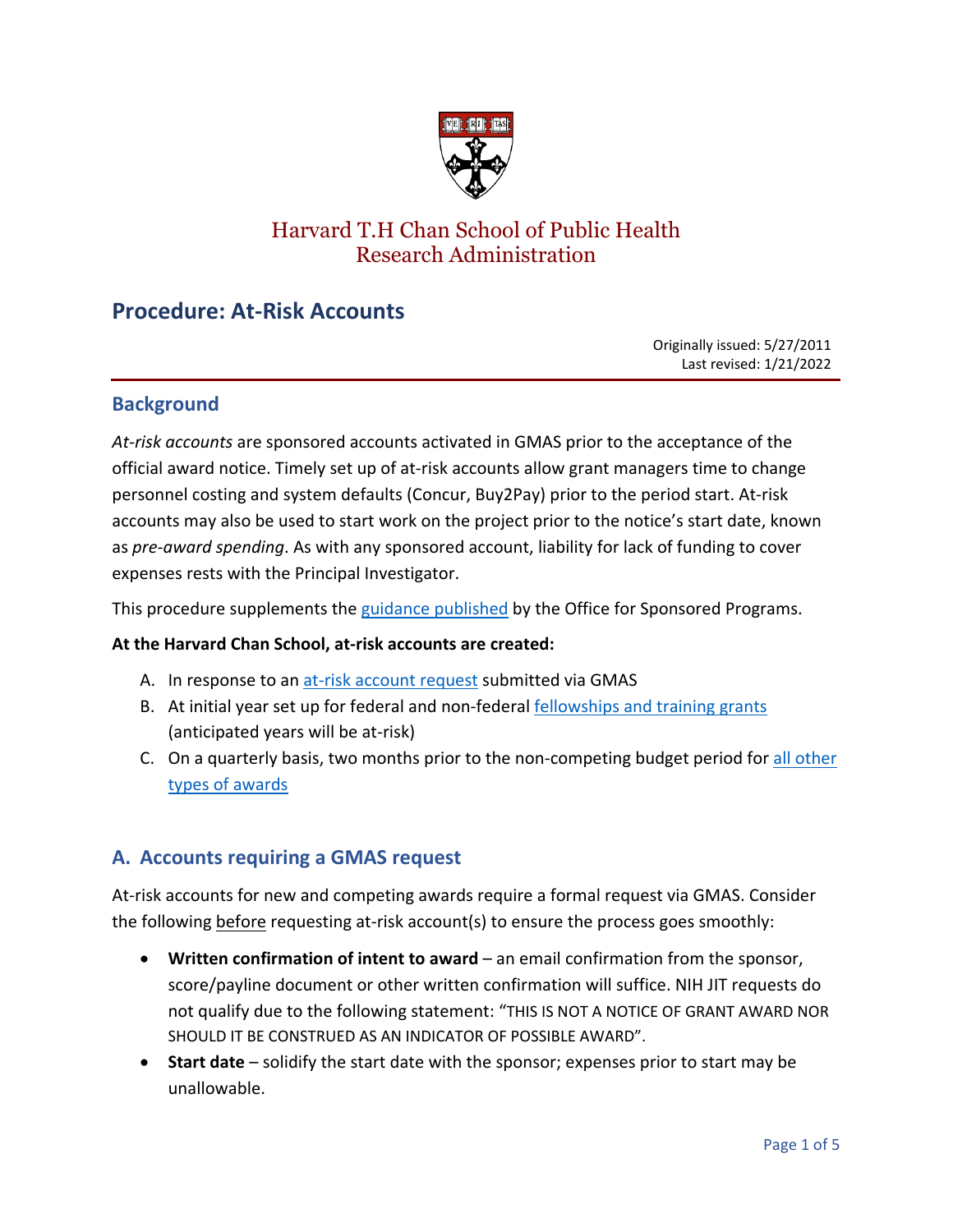Harvard T.H Chan School of Public Health
Research Administration

# Procedure: At-Risk Accounts

Originally issued: 5/27/2011
Last revised: 1/21/2022

## Background

*At-risk accounts* are sponsored accounts activated in GMAS prior to the acceptance of the official award notice. Timely set up of at-risk accounts allow grant managers time to change personnel costing and system defaults (Concur, Buy2Pay) prior to the period start. At-risk accounts may also be used to start work on the project prior to the notice's start date, known as *pre-award spending*. As with any sponsored account, liability for lack of funding to cover expenses rests with the Principal Investigator.

This procedure supplements the guidance published by the Office for Sponsored Programs.

**At the Harvard Chan School, at-risk accounts are created:**

A. In response to an at-risk account request submitted via GMAS
B. At initial year set up for federal and non-federal fellowships and training grants (anticipated years will be at-risk)
C. On a quarterly basis, two months prior to the non-competing budget period for all other types of awards

## A. Accounts requiring a GMAS request

At-risk accounts for new and competing awards require a formal request via GMAS. Consider the following before requesting at-risk account(s) to ensure the process goes smoothly:

- **Written confirmation of intent to award** – an email confirmation from the sponsor, score/payline document or other written confirmation will suffice. NIH JIT requests do not qualify due to the following statement: "THIS IS NOT A NOTICE OF GRANT AWARD NOR SHOULD IT BE CONSTRUED AS AN INDICATOR OF POSSIBLE AWARD".
- **Start date** – solidify the start date with the sponsor; expenses prior to start may be unallowable.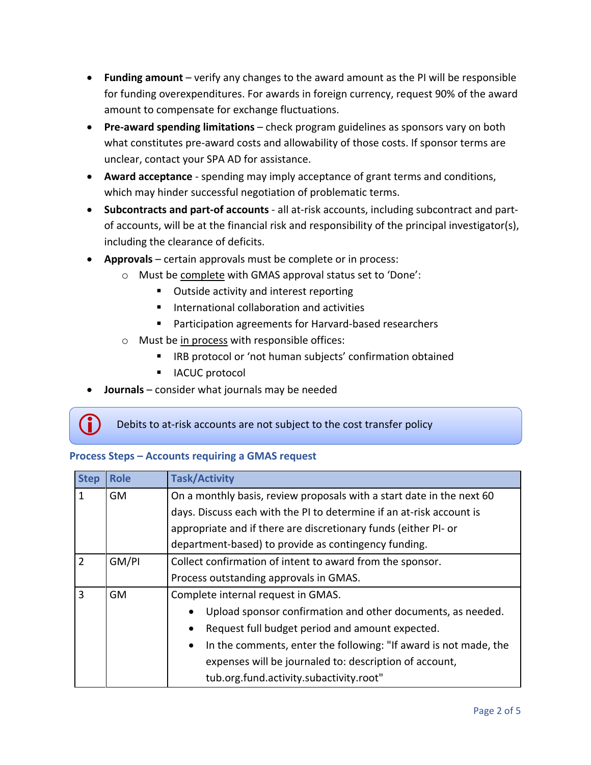- **Funding amount** – verify any changes to the award amount as the PI will be responsible for funding overexpenditures. For awards in foreign currency, request 90% of the award amount to compensate for exchange fluctuations.
- **Pre-award spending limitations** – check program guidelines as sponsors vary on both what constitutes pre-award costs and allowability of those costs. If sponsor terms are unclear, contact your SPA AD for assistance.
- **Award acceptance** - spending may imply acceptance of grant terms and conditions, which may hinder successful negotiation of problematic terms.
- **Subcontracts and part-of accounts** - all at-risk accounts, including subcontract and part-of accounts, will be at the financial risk and responsibility of the principal investigator(s), including the clearance of deficits.
- **Approvals** – certain approvals must be complete or in process:
  - Must be <u>complete</u> with GMAS approval status set to 'Done':
    - Outside activity and interest reporting
    - International collaboration and activities
    - Participation agreements for Harvard-based researchers
  - Must be <u>in process</u> with responsible offices:
    - IRB protocol or 'not human subjects' confirmation obtained
    - IACUC protocol
- **Journals** – consider what journals may be needed

> ⓘ Debits to at-risk accounts are not subject to the cost transfer policy

### Process Steps – Accounts requiring a GMAS request

| Step | Role | Task/Activity |
|---|---|---|
| 1 | GM | On a monthly basis, review proposals with a start date in the next 60 days. Discuss each with the PI to determine if an at-risk account is appropriate and if there are discretionary funds (either PI- or department-based) to provide as contingency funding. |
| 2 | GM/PI | Collect confirmation of intent to award from the sponsor. Process outstanding approvals in GMAS. |
| 3 | GM | Complete internal request in GMAS. <br>• Upload sponsor confirmation and other documents, as needed. <br>• Request full budget period and amount expected. <br>• In the comments, enter the following: "If award is not made, the expenses will be journaled to: description of account, tub.org.fund.activity.subactivity.root" |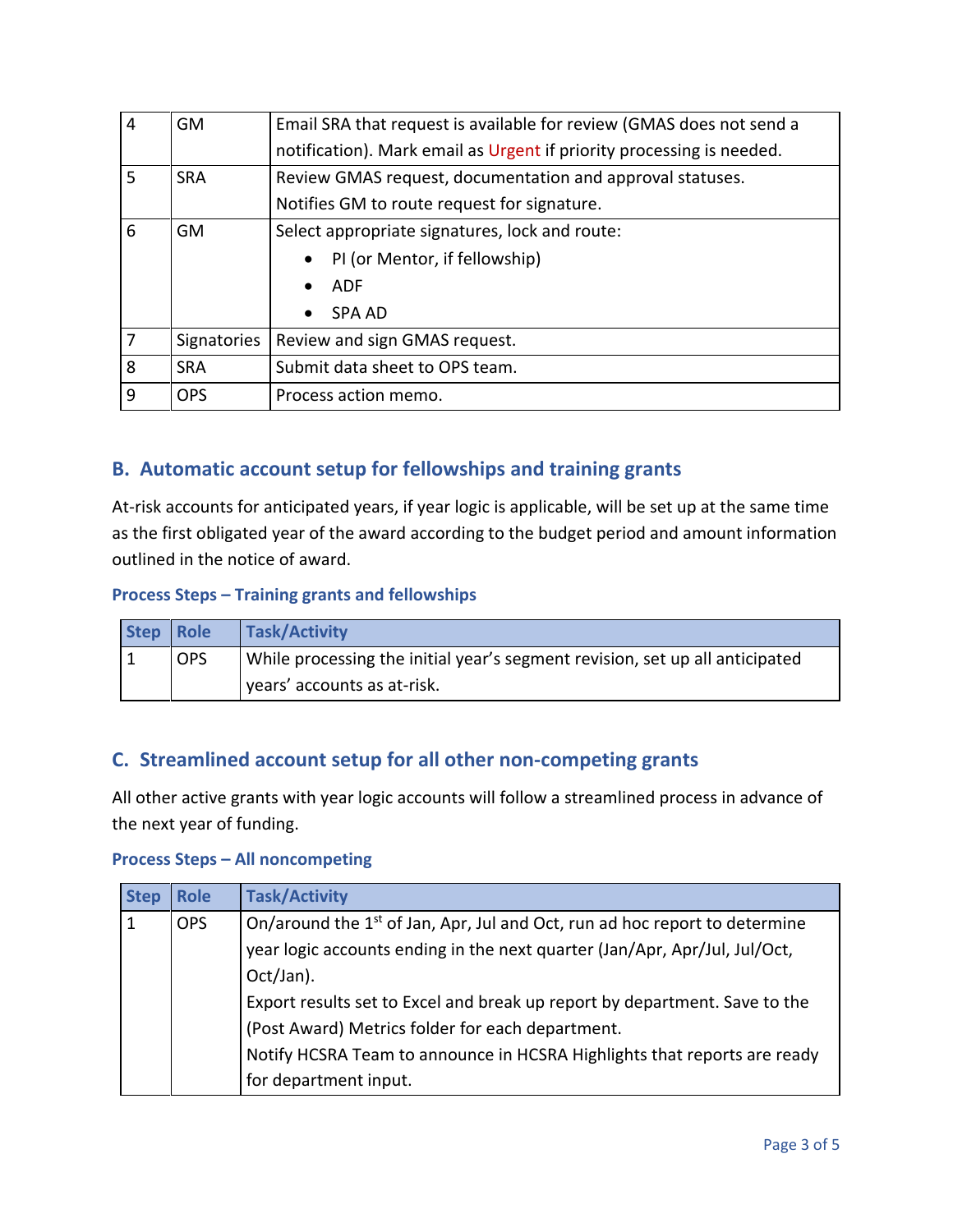| | | |
|---|---|---|
| 4 | GM | Email SRA that request is available for review (GMAS does not send a notification). Mark email as Urgent if priority processing is needed. |
| 5 | SRA | Review GMAS request, documentation and approval statuses. Notifies GM to route request for signature. |
| 6 | GM | Select appropriate signatures, lock and route: <br>• PI (or Mentor, if fellowship) <br>• ADF <br>• SPA AD |
| 7 | Signatories | Review and sign GMAS request. |
| 8 | SRA | Submit data sheet to OPS team. |
| 9 | OPS | Process action memo. |

## B. Automatic account setup for fellowships and training grants

At-risk accounts for anticipated years, if year logic is applicable, will be set up at the same time as the first obligated year of the award according to the budget period and amount information outlined in the notice of award.

### Process Steps – Training grants and fellowships

| Step | Role | Task/Activity |
|---|---|---|
| 1 | OPS | While processing the initial year's segment revision, set up all anticipated years' accounts as at-risk. |

## C. Streamlined account setup for all other non-competing grants

All other active grants with year logic accounts will follow a streamlined process in advance of the next year of funding.

### Process Steps – All noncompeting

| Step | Role | Task/Activity |
|---|---|---|
| 1 | OPS | On/around the 1st of Jan, Apr, Jul and Oct, run ad hoc report to determine year logic accounts ending in the next quarter (Jan/Apr, Apr/Jul, Jul/Oct, Oct/Jan). <br>Export results set to Excel and break up report by department. Save to the (Post Award) Metrics folder for each department. <br>Notify HCSRA Team to announce in HCSRA Highlights that reports are ready for department input. |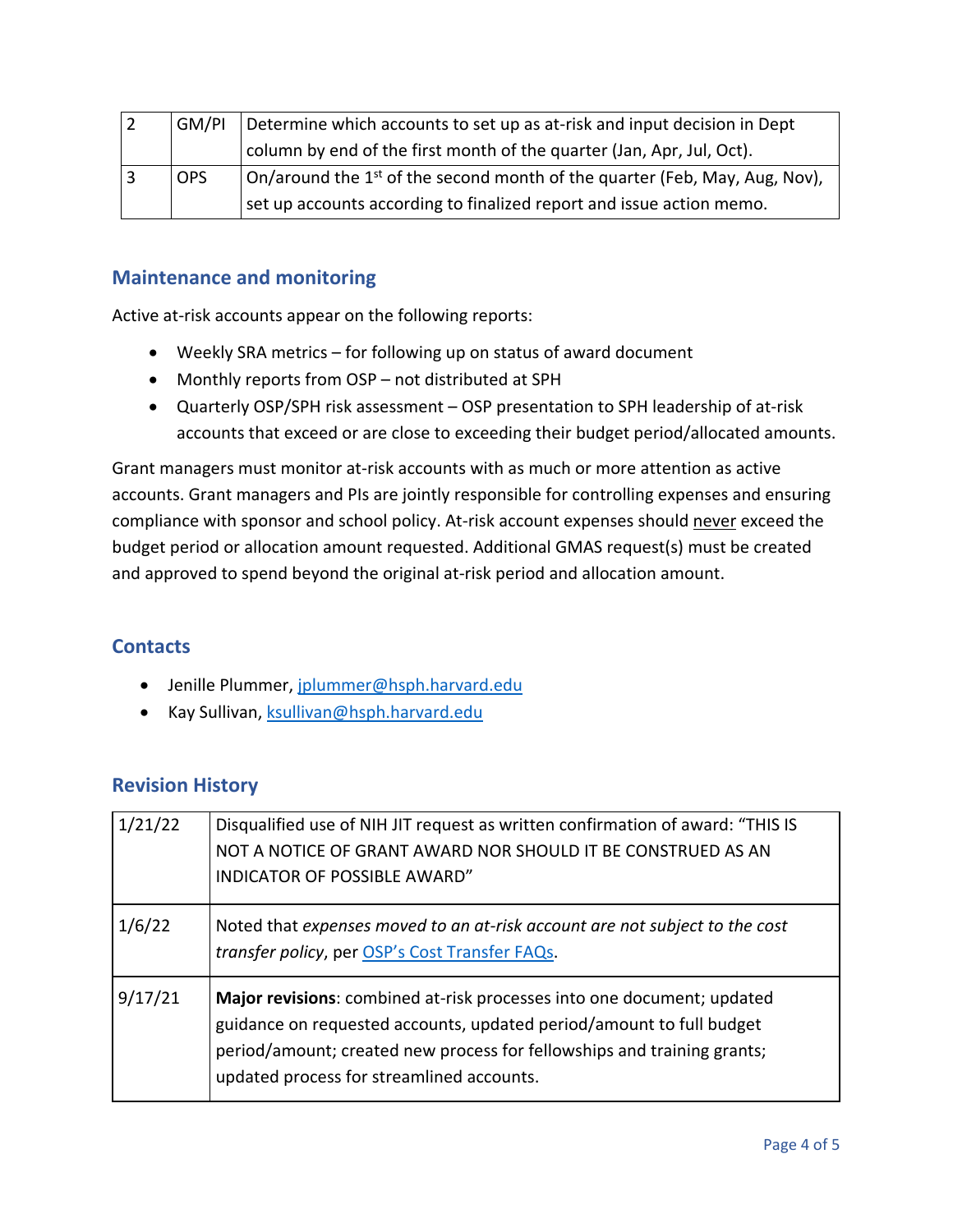| 2 | GM/PI | Determine which accounts to set up as at-risk and input decision in Dept column by end of the first month of the quarter (Jan, Apr, Jul, Oct). |
|---|---|---|
| 3 | OPS | On/around the 1st of the second month of the quarter (Feb, May, Aug, Nov), set up accounts according to finalized report and issue action memo. |

## Maintenance and monitoring

Active at-risk accounts appear on the following reports:

- Weekly SRA metrics – for following up on status of award document
- Monthly reports from OSP – not distributed at SPH
- Quarterly OSP/SPH risk assessment – OSP presentation to SPH leadership of at-risk accounts that exceed or are close to exceeding their budget period/allocated amounts.

Grant managers must monitor at-risk accounts with as much or more attention as active accounts. Grant managers and PIs are jointly responsible for controlling expenses and ensuring compliance with sponsor and school policy. At-risk account expenses should never exceed the budget period or allocation amount requested. Additional GMAS request(s) must be created and approved to spend beyond the original at-risk period and allocation amount.

## Contacts

- Jenille Plummer, jplummer@hsph.harvard.edu
- Kay Sullivan, ksullivan@hsph.harvard.edu

## Revision History

| 1/21/22 | Disqualified use of NIH JIT request as written confirmation of award: "THIS IS NOT A NOTICE OF GRANT AWARD NOR SHOULD IT BE CONSTRUED AS AN INDICATOR OF POSSIBLE AWARD" |
|---|---|
| 1/6/22 | Noted that *expenses moved to an at-risk account are not subject to the cost transfer policy*, per OSP's Cost Transfer FAQs. |
| 9/17/21 | **Major revisions**: combined at-risk processes into one document; updated guidance on requested accounts, updated period/amount to full budget period/amount; created new process for fellowships and training grants; updated process for streamlined accounts. |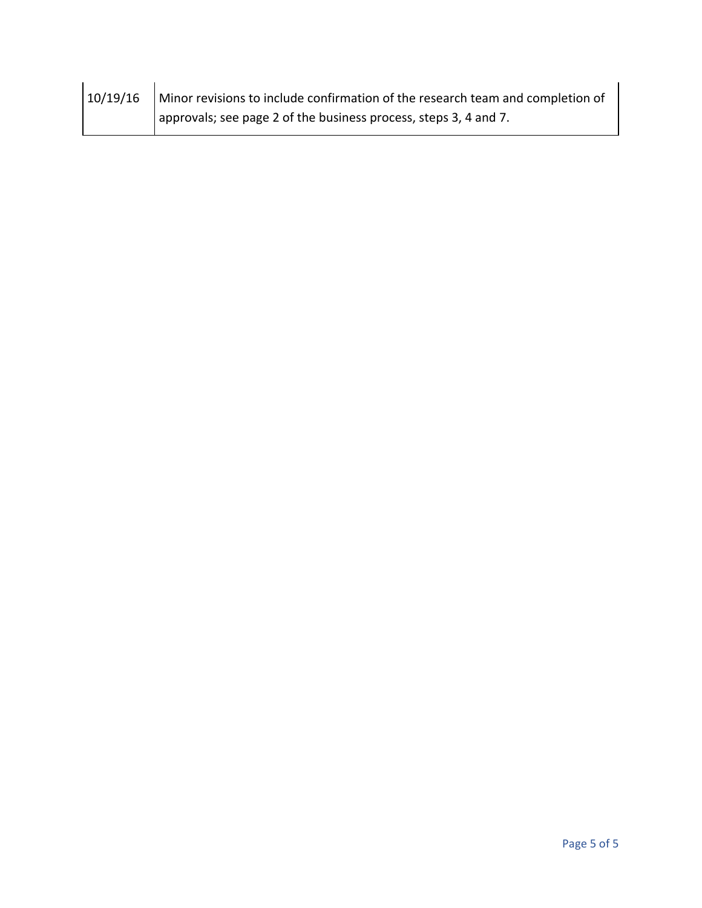| | |
|---|---|
| 10/19/16 | Minor revisions to include confirmation of the research team and completion of approvals; see page 2 of the business process, steps 3, 4 and 7. |